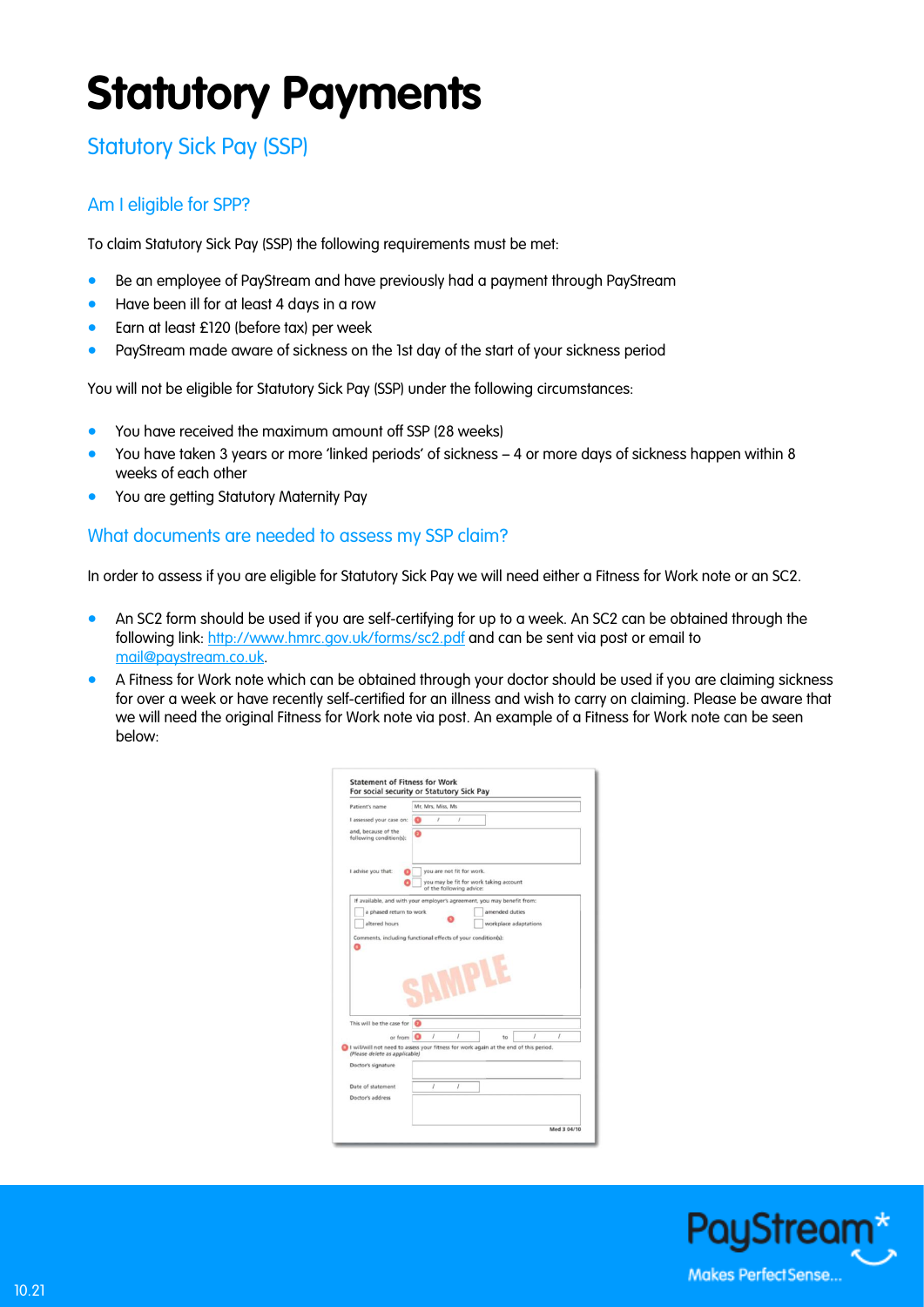# Statutory Payments

## Statutory Sick Pay (SSP)

### Am I eligible for SPP?

To claim Statutory Sick Pay (SSP) the following requirements must be met:

- Be an employee of PayStream and have previously had a payment through PayStream
- Have been ill for at least 4 days in a row
- Earn at least £120 (before tax) per week
- PayStream made aware of sickness on the 1st day of the start of your sickness period

You will not be eligible for Statutory Sick Pay (SSP) under the following circumstances:

- You have received the maximum amount off SSP (28 weeks)
- You have taken 3 years or more 'linked periods' of sickness – 4 or more days of sickness happen within 8 weeks of each other
- You are getting Statutory Maternity Pay

### What documents are needed to assess my SSP claim?

In order to assess if you are eligible for Statutory Sick Pay we will need either a Fitness for Work note or an SC2.

- An SC2 form should be used if you are self-certifying for up to a week. An SC2 can be obtained through the following link: http://www.hmrc.gov.uk/forms/sc2.pdf and can be sent via post or email to mail@paystream.co.uk.
- A Fitness for Work note which can be obtained through your doctor should be used if you are claiming sickness for over a week or have recently self-certified for an illness and wish to carry on claiming. Please be aware that we will need the original Fitness for Work note via post. An example of a Fitness for Work note can be seen below: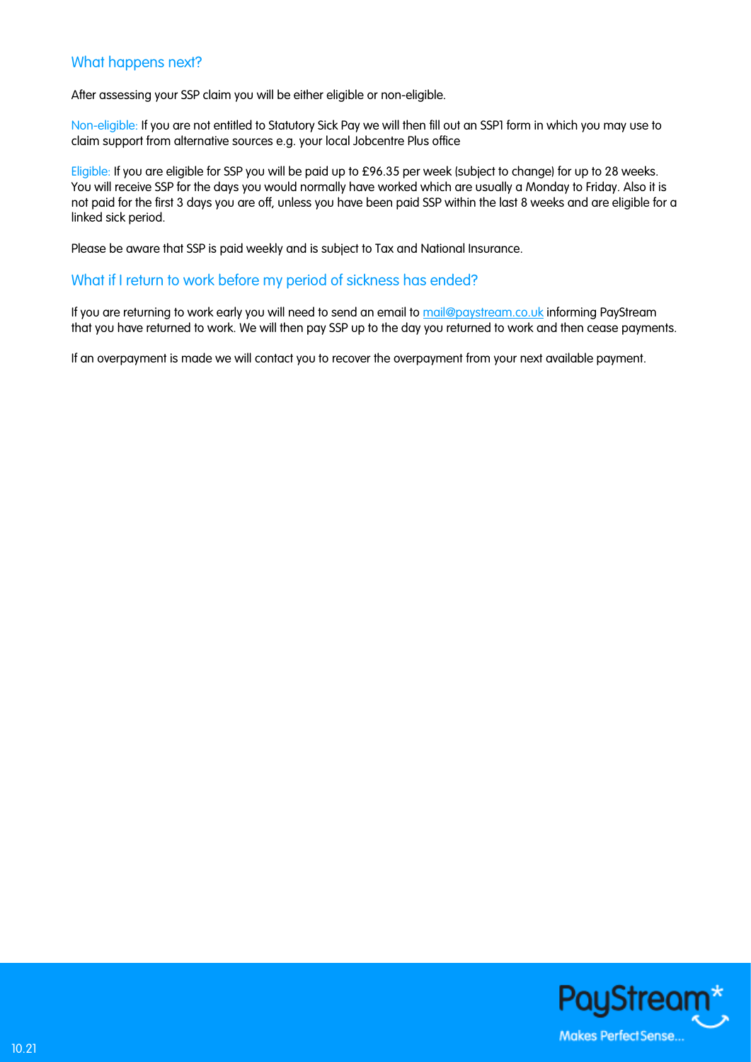## What happens next?

After assessing your SSP claim you will be either eligible or non-eligible.

Non-eligible: If you are not entitled to Statutory Sick Pay we will then fill out an SSP1 form in which you may use to claim support from alternative sources e.g. your local Jobcentre Plus office

Eligible: If you are eligible for SSP you will be paid up to £96.35 per week (subject to change) for up to 28 weeks. You will receive SSP for the days you would normally have worked which are usually a Monday to Friday. Also it is not paid for the first 3 days you are off, unless you have been paid SSP within the last 8 weeks and are eligible for a linked sick period.

Please be aware that SSP is paid weekly and is subject to Tax and National Insurance.

## What if I return to work before my period of sickness has ended?

If you are returning to work early you will need to send an email to mail@paystream.co.uk informing PayStream that you have returned to work. We will then pay SSP up to the day you returned to work and then cease payments.

If an overpayment is made we will contact you to recover the overpayment from your next available payment.